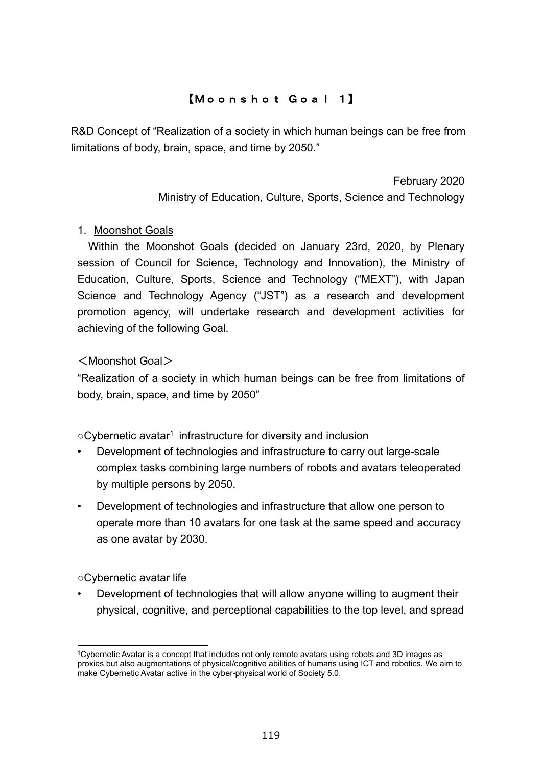# 【Ｍｏｏｎｓｈｏｔ Ｇｏａｌ １】

R&D Concept of "Realization of a society in which human beings can be free from limitations of body, brain, space, and time by 2050."

February 2020
Ministry of Education, Culture, Sports, Science and Technology

## 1. Moonshot Goals

Within the Moonshot Goals (decided on January 23rd, 2020, by Plenary session of Council for Science, Technology and Innovation), the Ministry of Education, Culture, Sports, Science and Technology ("MEXT"), with Japan Science and Technology Agency ("JST") as a research and development promotion agency, will undertake research and development activities for achieving of the following Goal.

＜Moonshot Goal＞

"Realization of a society in which human beings can be free from limitations of body, brain, space, and time by 2050"

○Cybernetic avatar[1] infrastructure for diversity and inclusion

- Development of technologies and infrastructure to carry out large-scale complex tasks combining large numbers of robots and avatars teleoperated by multiple persons by 2050.
- Development of technologies and infrastructure that allow one person to operate more than 10 avatars for one task at the same speed and accuracy as one avatar by 2030.

○Cybernetic avatar life

- Development of technologies that will allow anyone willing to augment their physical, cognitive, and perceptional capabilities to the top level, and spread

[1] Cybernetic Avatar is a concept that includes not only remote avatars using robots and 3D images as proxies but also augmentations of physical/cognitive abilities of humans using ICT and robotics. We aim to make Cybernetic Avatar active in the cyber-physical world of Society 5.0.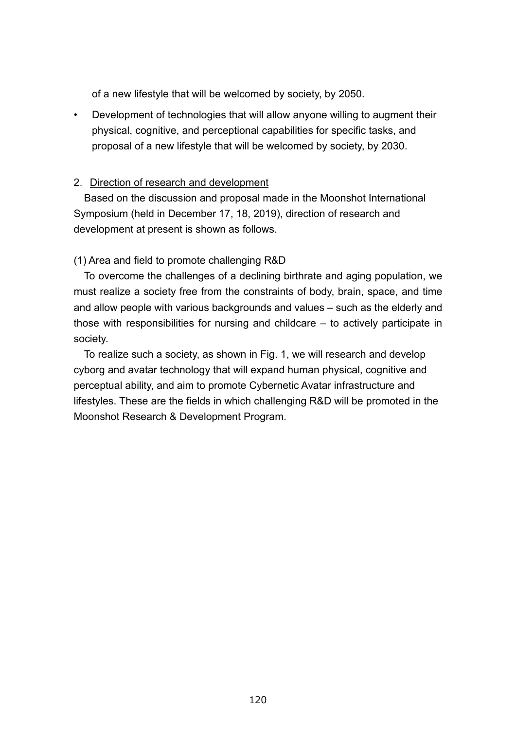of a new lifestyle that will be welcomed by society, by 2050.

- Development of technologies that will allow anyone willing to augment their physical, cognitive, and perceptional capabilities for specific tasks, and proposal of a new lifestyle that will be welcomed by society, by 2030.

## 2. Direction of research and development

Based on the discussion and proposal made in the Moonshot International Symposium (held in December 17, 18, 2019), direction of research and development at present is shown as follows.

### (1) Area and field to promote challenging R&D

To overcome the challenges of a declining birthrate and aging population, we must realize a society free from the constraints of body, brain, space, and time and allow people with various backgrounds and values – such as the elderly and those with responsibilities for nursing and childcare – to actively participate in society.

To realize such a society, as shown in Fig. 1, we will research and develop cyborg and avatar technology that will expand human physical, cognitive and perceptual ability, and aim to promote Cybernetic Avatar infrastructure and lifestyles. These are the fields in which challenging R&D will be promoted in the Moonshot Research & Development Program.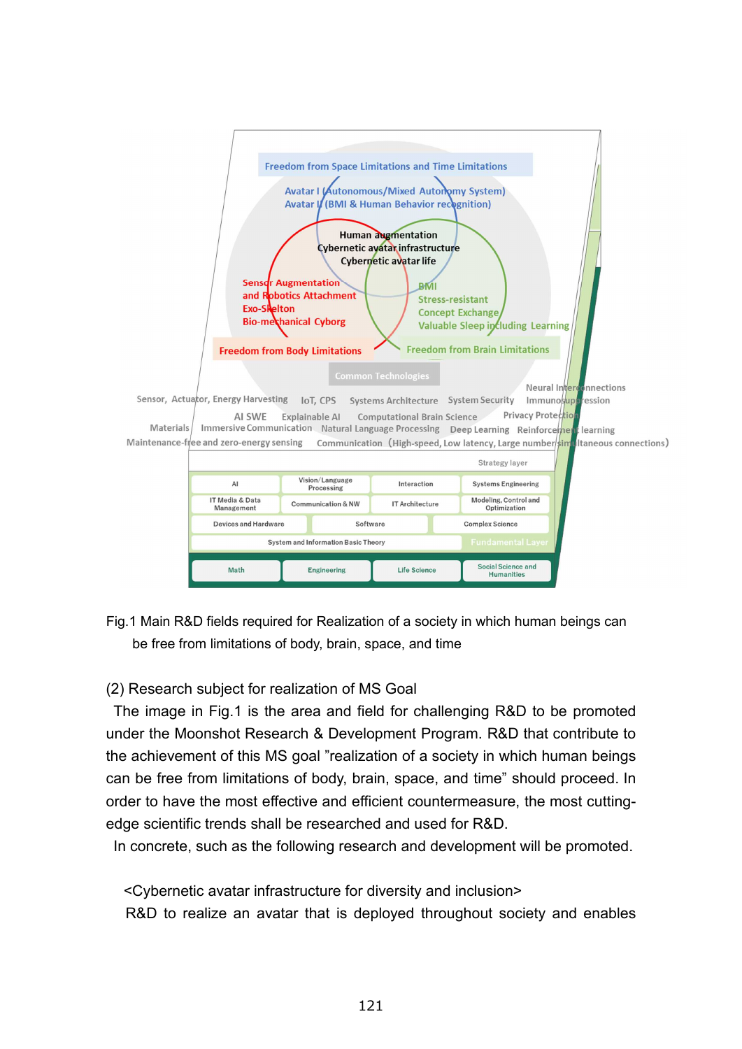Freedom from Space Limitations and Time Limitations

Avatar I (Autonomous/Mixed Autonomy System)
Avatar II (BMI & Human Behavior recognition)

Human augmentation
Cybernetic avatar infrastructure
Cybernetic avatar life

Sensor Augmentation and Robotics Attachment
Exo-Skelton
Bio-mechanical Cyborg

BMI
Stress-resistant
Concept Exchange
Valuable Sleep including Learning

Freedom from Body Limitations

Freedom from Brain Limitations

Common Technologies

Sensor, Actuator, Energy Harvesting　IoT, CPS　Systems Architecture　System Security　Neural Interconnections　Immunosuppression
AI SWE　Explainable AI　Computational Brain Science　Privacy Protection
Materials　Immersive Communication　Natural Language Processing　Deep Learning　Reinforcement learning
Maintenance-free and zero-energy sensing　Communication (High-speed, Low latency, Large number simultaneous connections)

Strategy layer

| AI | Vision/Language Processing | Interaction | Systems Engineering |
|---|---|---|---|
| IT Media & Data Management | Communication & NW | IT Architecture | Modeling, Control and Optimization |
| Devices and Hardware | Software | Complex Science | |
| System and Information Basic Theory | | | |

Fundamental Layer

| Math | Engineering | Life Science | Social Science and Humanities |
|---|---|---|---|

Fig.1 Main R&D fields required for Realization of a society in which human beings can be free from limitations of body, brain, space, and time

(2) Research subject for realization of MS Goal

The image in Fig.1 is the area and field for challenging R&D to be promoted under the Moonshot Research & Development Program. R&D that contribute to the achievement of this MS goal "realization of a society in which human beings can be free from limitations of body, brain, space, and time" should proceed. In order to have the most effective and efficient countermeasure, the most cutting-edge scientific trends shall be researched and used for R&D.

In concrete, such as the following research and development will be promoted.

<Cybernetic avatar infrastructure for diversity and inclusion>

R&D to realize an avatar that is deployed throughout society and enables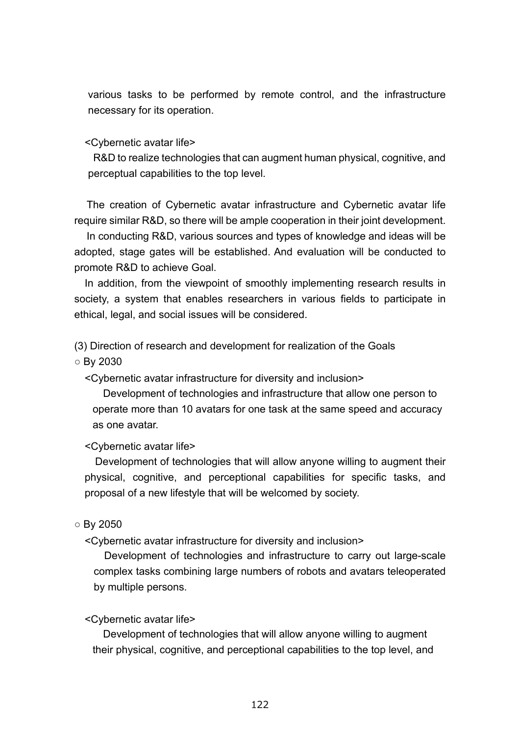various tasks to be performed by remote control, and the infrastructure necessary for its operation.

<Cybernetic avatar life>

R&D to realize technologies that can augment human physical, cognitive, and perceptual capabilities to the top level.

The creation of Cybernetic avatar infrastructure and Cybernetic avatar life require similar R&D, so there will be ample cooperation in their joint development.

In conducting R&D, various sources and types of knowledge and ideas will be adopted, stage gates will be established. And evaluation will be conducted to promote R&D to achieve Goal.

In addition, from the viewpoint of smoothly implementing research results in society, a system that enables researchers in various fields to participate in ethical, legal, and social issues will be considered.

(3) Direction of research and development for realization of the Goals

○ By 2030

<Cybernetic avatar infrastructure for diversity and inclusion>

Development of technologies and infrastructure that allow one person to operate more than 10 avatars for one task at the same speed and accuracy as one avatar.

<Cybernetic avatar life>

Development of technologies that will allow anyone willing to augment their physical, cognitive, and perceptional capabilities for specific tasks, and proposal of a new lifestyle that will be welcomed by society.

○ By 2050

<Cybernetic avatar infrastructure for diversity and inclusion>

Development of technologies and infrastructure to carry out large-scale complex tasks combining large numbers of robots and avatars teleoperated by multiple persons.

<Cybernetic avatar life>

Development of technologies that will allow anyone willing to augment their physical, cognitive, and perceptional capabilities to the top level, and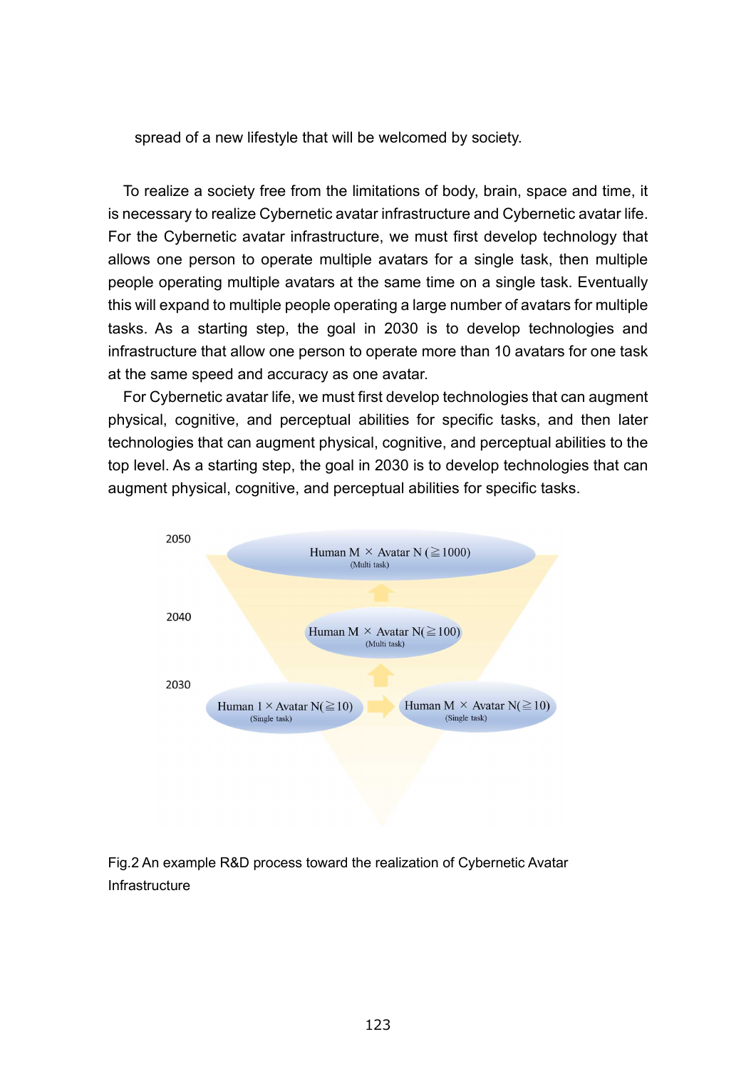spread of a new lifestyle that will be welcomed by society.

To realize a society free from the limitations of body, brain, space and time, it is necessary to realize Cybernetic avatar infrastructure and Cybernetic avatar life. For the Cybernetic avatar infrastructure, we must first develop technology that allows one person to operate multiple avatars for a single task, then multiple people operating multiple avatars at the same time on a single task. Eventually this will expand to multiple people operating a large number of avatars for multiple tasks. As a starting step, the goal in 2030 is to develop technologies and infrastructure that allow one person to operate more than 10 avatars for one task at the same speed and accuracy as one avatar.

For Cybernetic avatar life, we must first develop technologies that can augment physical, cognitive, and perceptual abilities for specific tasks, and then later technologies that can augment physical, cognitive, and perceptual abilities to the top level. As a starting step, the goal in 2030 is to develop technologies that can augment physical, cognitive, and perceptual abilities for specific tasks.

2050

Human M × Avatar N (≧1000)
(Multi task)

2040

Human M × Avatar N(≧100)
(Multi task)

2030

Human 1 × Avatar N(≧10)
(Single task)

Human M × Avatar N(≧10)
(Single task)

Fig.2 An example R&D process toward the realization of Cybernetic Avatar Infrastructure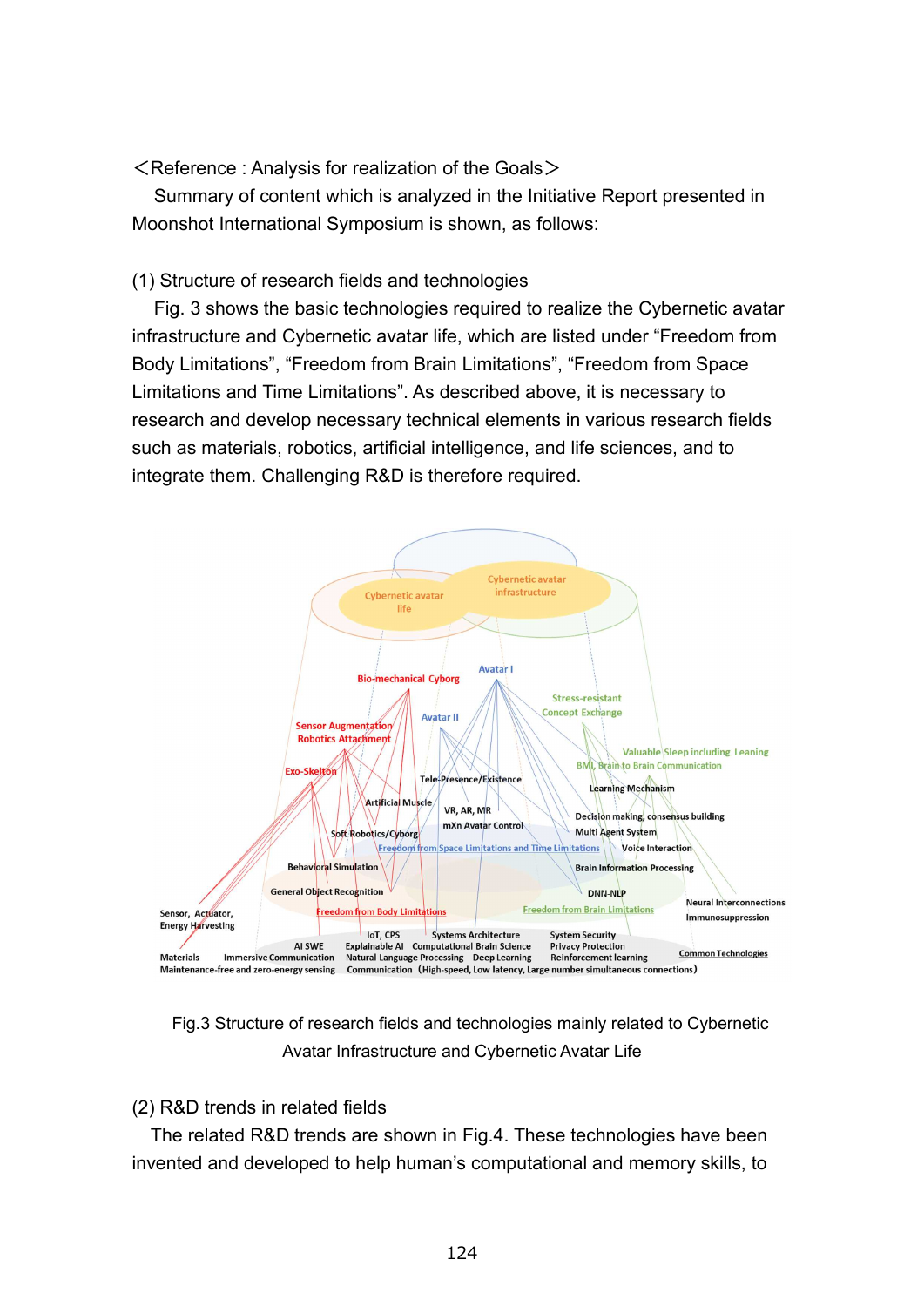<Reference : Analysis for realization of the Goals>

Summary of content which is analyzed in the Initiative Report presented in Moonshot International Symposium is shown, as follows:

(1) Structure of research fields and technologies

Fig. 3 shows the basic technologies required to realize the Cybernetic avatar infrastructure and Cybernetic avatar life, which are listed under “Freedom from Body Limitations”, “Freedom from Brain Limitations”, “Freedom from Space Limitations and Time Limitations”. As described above, it is necessary to research and develop necessary technical elements in various research fields such as materials, robotics, artificial intelligence, and life sciences, and to integrate them. Challenging R&D is therefore required.

Fig.3 Structure of research fields and technologies mainly related to Cybernetic Avatar Infrastructure and Cybernetic Avatar Life

(2) R&D trends in related fields

The related R&D trends are shown in Fig.4. These technologies have been invented and developed to help human’s computational and memory skills, to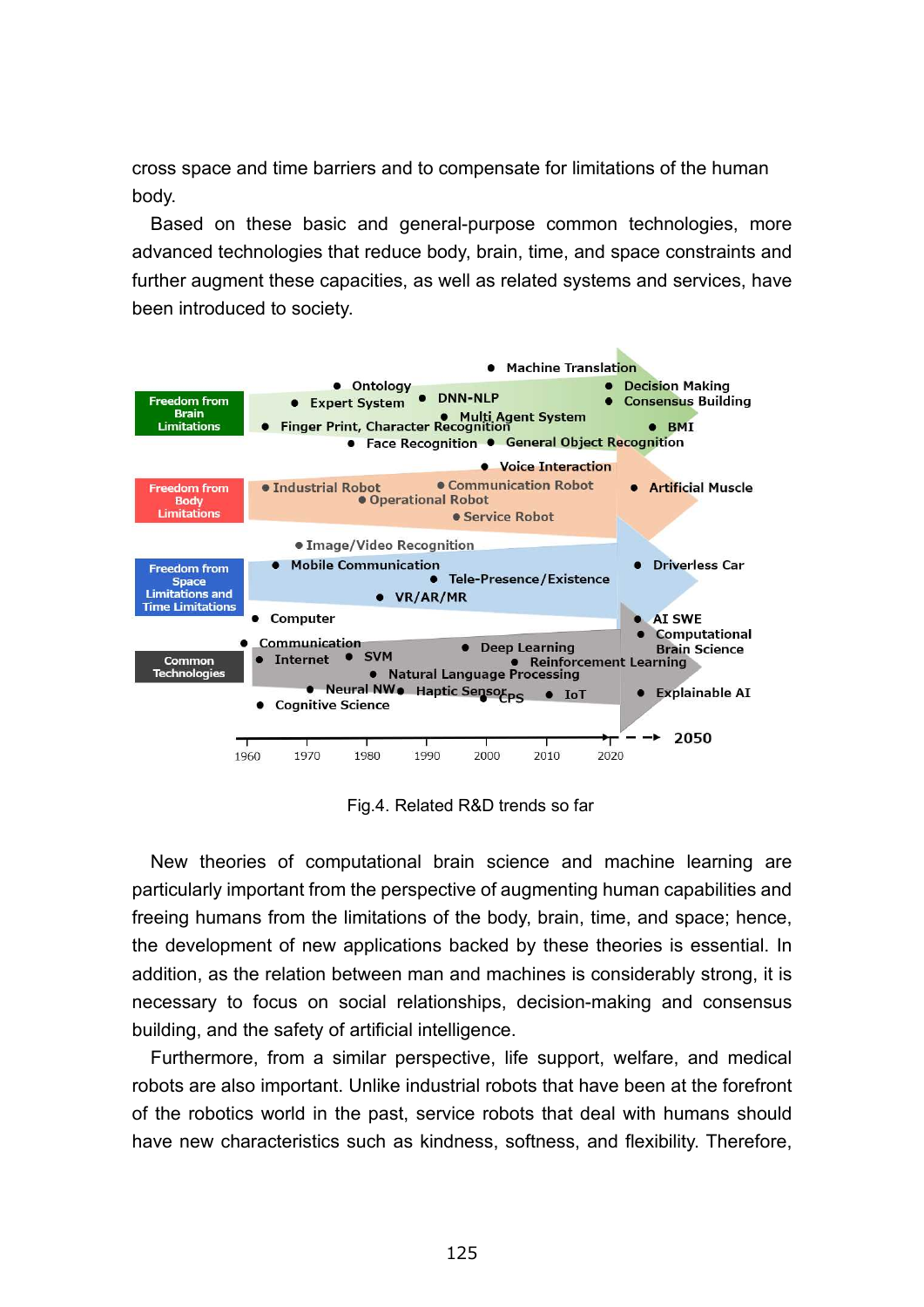cross space and time barriers and to compensate for limitations of the human body.

Based on these basic and general-purpose common technologies, more advanced technologies that reduce body, brain, time, and space constraints and further augment these capacities, as well as related systems and services, have been introduced to society.

Fig.4. Related R&D trends so far

New theories of computational brain science and machine learning are particularly important from the perspective of augmenting human capabilities and freeing humans from the limitations of the body, brain, time, and space; hence, the development of new applications backed by these theories is essential. In addition, as the relation between man and machines is considerably strong, it is necessary to focus on social relationships, decision-making and consensus building, and the safety of artificial intelligence.

Furthermore, from a similar perspective, life support, welfare, and medical robots are also important. Unlike industrial robots that have been at the forefront of the robotics world in the past, service robots that deal with humans should have new characteristics such as kindness, softness, and flexibility. Therefore,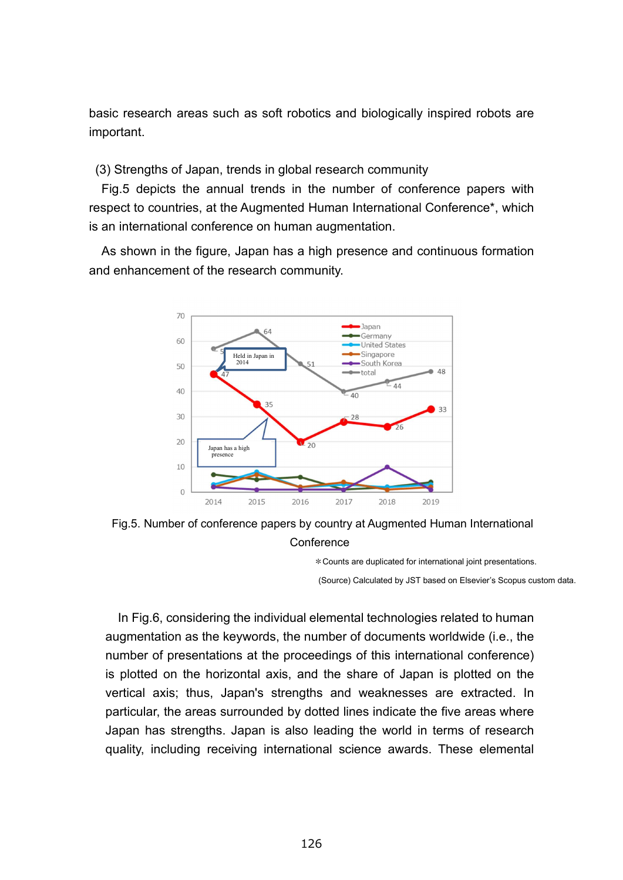basic research areas such as soft robotics and biologically inspired robots are important.

(3) Strengths of Japan, trends in global research community

Fig.5 depicts the annual trends in the number of conference papers with respect to countries, at the Augmented Human International Conference*, which is an international conference on human augmentation.

As shown in the figure, Japan has a high presence and continuous formation and enhancement of the research community.

Fig.5. Number of conference papers by country at Augmented Human International Conference

*Counts are duplicated for international joint presentations.

(Source) Calculated by JST based on Elsevier's Scopus custom data.

In Fig.6, considering the individual elemental technologies related to human augmentation as the keywords, the number of documents worldwide (i.e., the number of presentations at the proceedings of this international conference) is plotted on the horizontal axis, and the share of Japan is plotted on the vertical axis; thus, Japan's strengths and weaknesses are extracted. In particular, the areas surrounded by dotted lines indicate the five areas where Japan has strengths. Japan is also leading the world in terms of research quality, including receiving international science awards. These elemental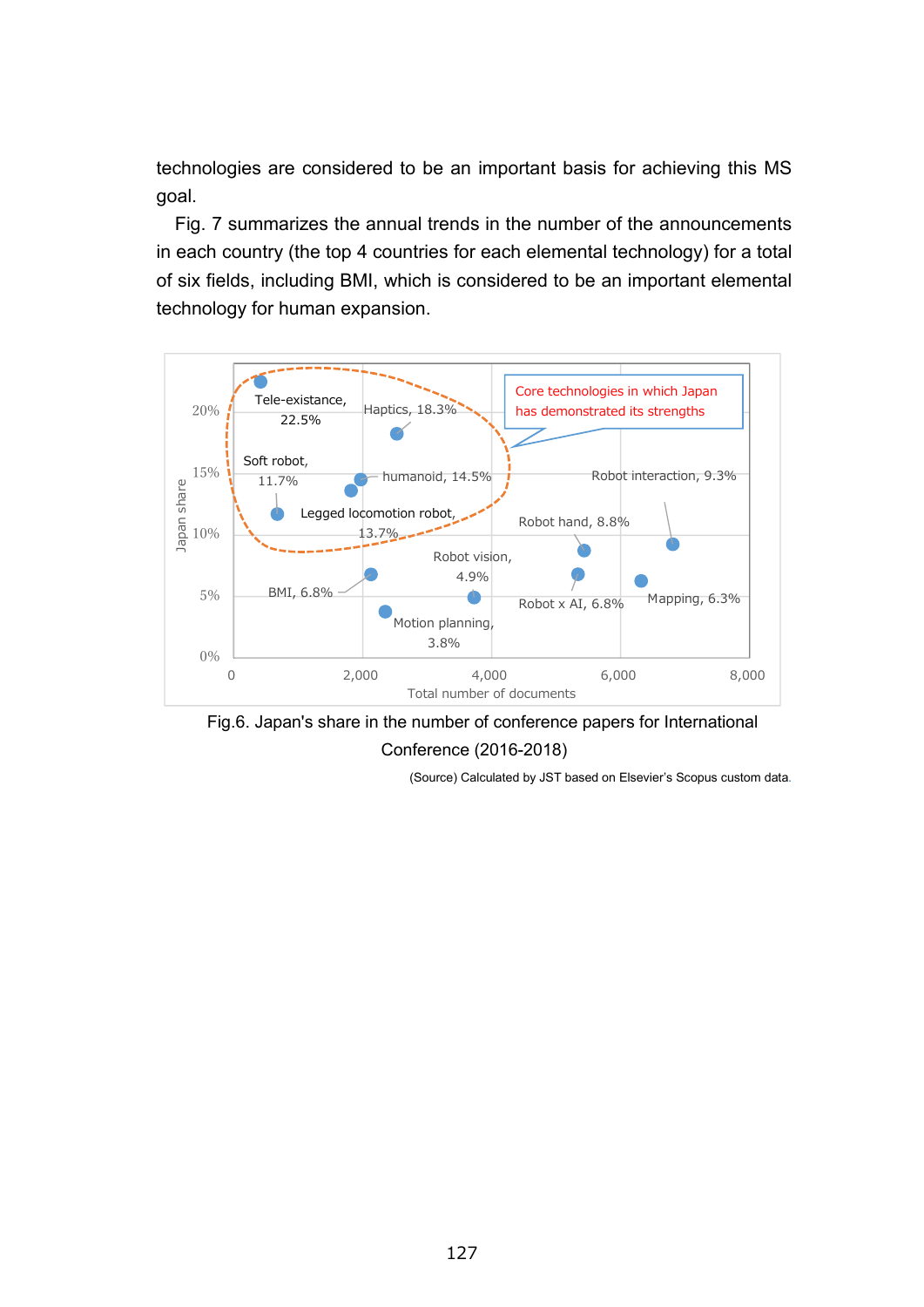technologies are considered to be an important basis for achieving this MS goal.

Fig. 7 summarizes the annual trends in the number of the announcements in each country (the top 4 countries for each elemental technology) for a total of six fields, including BMI, which is considered to be an important elemental technology for human expansion.

Core technologies in which Japan has demonstrated its strengths

Tele-existance, 22.5%

Haptics, 18.3%

Soft robot, 11.7%

humanoid, 14.5%

Legged locomotion robot, 13.7%

Robot interaction, 9.3%

Robot hand, 8.8%

Robot vision, 4.9%

BMI, 6.8%

Robot x AI, 6.8%

Mapping, 6.3%

Motion planning, 3.8%

Japan share

Total number of documents

Fig.6. Japan's share in the number of conference papers for International Conference (2016-2018)

(Source) Calculated by JST based on Elsevier's Scopus custom data.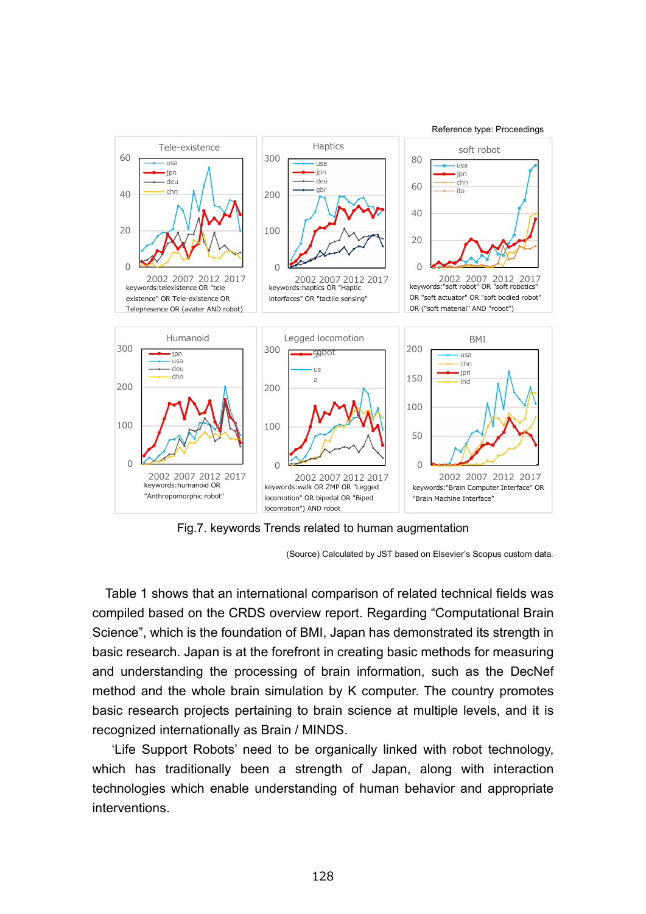Reference type: Proceedings

Fig.7. keywords Trends related to human augmentation

(Source) Calculated by JST based on Elsevier's Scopus custom data.

Table 1 shows that an international comparison of related technical fields was compiled based on the CRDS overview report. Regarding "Computational Brain Science", which is the foundation of BMI, Japan has demonstrated its strength in basic research. Japan is at the forefront in creating basic methods for measuring and understanding the processing of brain information, such as the DecNef method and the whole brain simulation by K computer. The country promotes basic research projects pertaining to brain science at multiple levels, and it is recognized internationally as Brain / MINDS.

'Life Support Robots' need to be organically linked with robot technology, which has traditionally been a strength of Japan, along with interaction technologies which enable understanding of human behavior and appropriate interventions.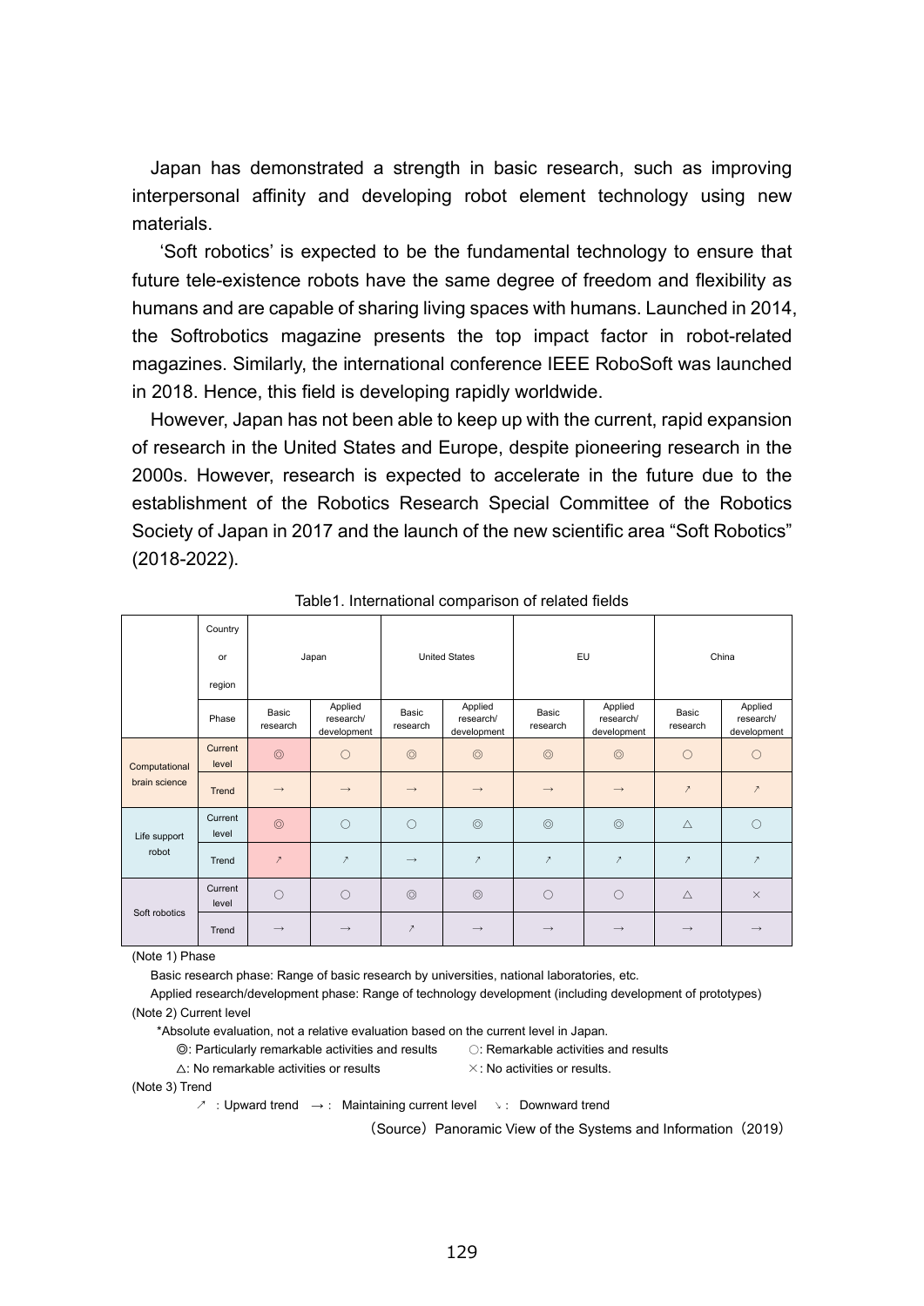Japan has demonstrated a strength in basic research, such as improving interpersonal affinity and developing robot element technology using new materials.

'Soft robotics' is expected to be the fundamental technology to ensure that future tele-existence robots have the same degree of freedom and flexibility as humans and are capable of sharing living spaces with humans. Launched in 2014, the Softrobotics magazine presents the top impact factor in robot-related magazines. Similarly, the international conference IEEE RoboSoft was launched in 2018. Hence, this field is developing rapidly worldwide.

However, Japan has not been able to keep up with the current, rapid expansion of research in the United States and Europe, despite pioneering research in the 2000s. However, research is expected to accelerate in the future due to the establishment of the Robotics Research Special Committee of the Robotics Society of Japan in 2017 and the launch of the new scientific area "Soft Robotics" (2018-2022).

Table1. International comparison of related fields

| | Country or region | Japan | | United States | | EU | | China | |
|---|---|---|---|---|---|---|---|---|---|
| | Phase | Basic research | Applied research/ development | Basic research | Applied research/ development | Basic research | Applied research/ development | Basic research | Applied research/ development |
| Computational brain science | Current level | ◎ | ○ | ◎ | ◎ | ◎ | ◎ | ○ | ○ |
| | Trend | → | → | → | → | → | → | ↗ | ↗ |
| Life support robot | Current level | ◎ | ○ | ○ | ◎ | ◎ | ◎ | △ | ○ |
| | Trend | ↗ | ↗ | → | ↗ | ↗ | ↗ | ↗ | ↗ |
| Soft robotics | Current level | ○ | ○ | ◎ | ◎ | ○ | ○ | △ | × |
| | Trend | → | → | ↗ | → | → | → | → | → |

(Note 1) Phase

Basic research phase: Range of basic research by universities, national laboratories, etc.

Applied research/development phase: Range of technology development (including development of prototypes)

(Note 2) Current level

*Absolute evaluation, not a relative evaluation based on the current level in Japan.

◎: Particularly remarkable activities and results ○: Remarkable activities and results

△: No remarkable activities or results ×: No activities or results.

(Note 3) Trend

↗ : Upward trend → : Maintaining current level ↘ : Downward trend

（Source）Panoramic View of the Systems and Information（2019）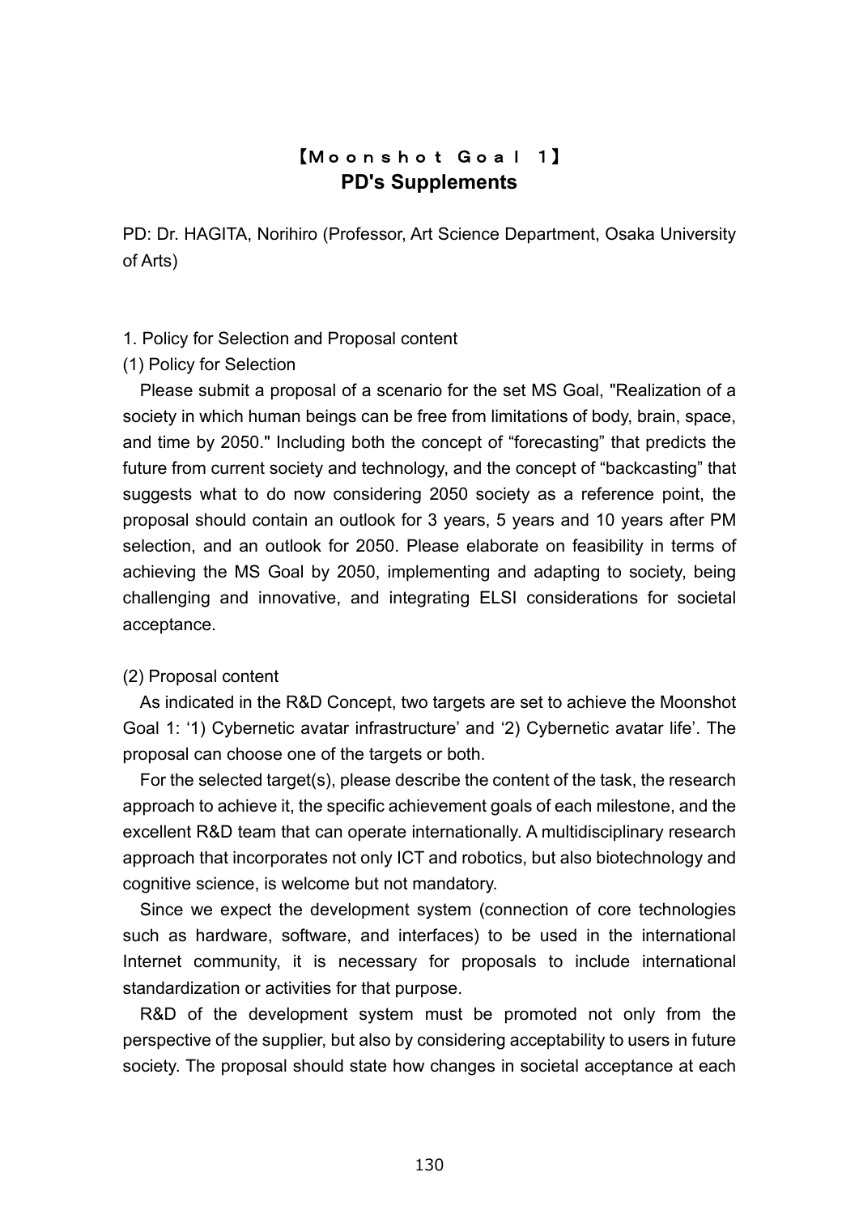# 【Ｍｏｏｎｓｈｏｔ Ｇｏａｌ １】
# PD's Supplements

PD: Dr. HAGITA, Norihiro (Professor, Art Science Department, Osaka University of Arts)

## 1. Policy for Selection and Proposal content

### (1) Policy for Selection

Please submit a proposal of a scenario for the set MS Goal, "Realization of a society in which human beings can be free from limitations of body, brain, space, and time by 2050." Including both the concept of "forecasting" that predicts the future from current society and technology, and the concept of "backcasting" that suggests what to do now considering 2050 society as a reference point, the proposal should contain an outlook for 3 years, 5 years and 10 years after PM selection, and an outlook for 2050. Please elaborate on feasibility in terms of achieving the MS Goal by 2050, implementing and adapting to society, being challenging and innovative, and integrating ELSI considerations for societal acceptance.

### (2) Proposal content

As indicated in the R&D Concept, two targets are set to achieve the Moonshot Goal 1: '1) Cybernetic avatar infrastructure' and '2) Cybernetic avatar life'. The proposal can choose one of the targets or both.

For the selected target(s), please describe the content of the task, the research approach to achieve it, the specific achievement goals of each milestone, and the excellent R&D team that can operate internationally. A multidisciplinary research approach that incorporates not only ICT and robotics, but also biotechnology and cognitive science, is welcome but not mandatory.

Since we expect the development system (connection of core technologies such as hardware, software, and interfaces) to be used in the international Internet community, it is necessary for proposals to include international standardization or activities for that purpose.

R&D of the development system must be promoted not only from the perspective of the supplier, but also by considering acceptability to users in future society. The proposal should state how changes in societal acceptance at each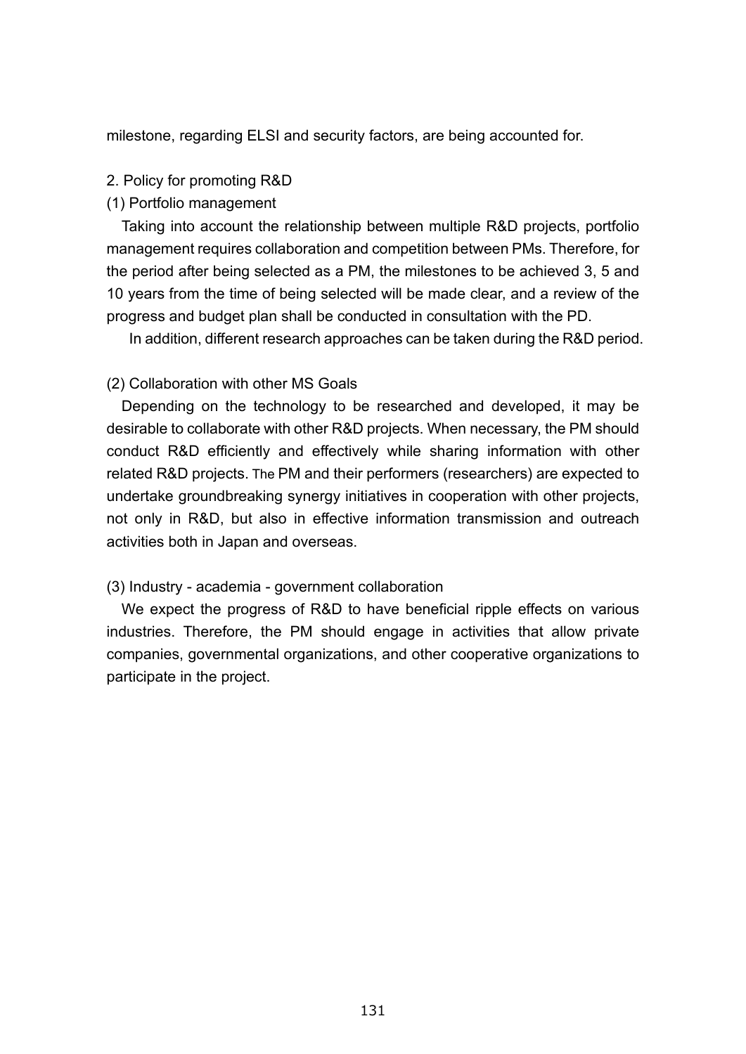milestone, regarding ELSI and security factors, are being accounted for.

2. Policy for promoting R&D

(1) Portfolio management

Taking into account the relationship between multiple R&D projects, portfolio management requires collaboration and competition between PMs. Therefore, for the period after being selected as a PM, the milestones to be achieved 3, 5 and 10 years from the time of being selected will be made clear, and a review of the progress and budget plan shall be conducted in consultation with the PD.

In addition, different research approaches can be taken during the R&D period.

(2) Collaboration with other MS Goals

Depending on the technology to be researched and developed, it may be desirable to collaborate with other R&D projects. When necessary, the PM should conduct R&D efficiently and effectively while sharing information with other related R&D projects. The PM and their performers (researchers) are expected to undertake groundbreaking synergy initiatives in cooperation with other projects, not only in R&D, but also in effective information transmission and outreach activities both in Japan and overseas.

(3) Industry - academia - government collaboration

We expect the progress of R&D to have beneficial ripple effects on various industries. Therefore, the PM should engage in activities that allow private companies, governmental organizations, and other cooperative organizations to participate in the project.